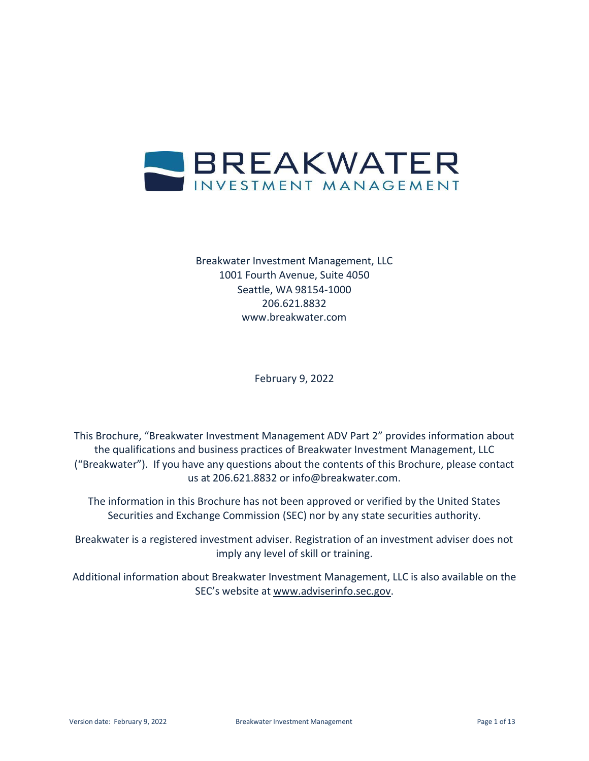# BREAKWATER
## INVESTMENT MANAGEMENT

Breakwater Investment Management, LLC
1001 Fourth Avenue, Suite 4050
Seattle, WA 98154-1000
206.621.8832
www.breakwater.com

February 9, 2022

This Brochure, "Breakwater Investment Management ADV Part 2" provides information about the qualifications and business practices of Breakwater Investment Management, LLC ("Breakwater"). If you have any questions about the contents of this Brochure, please contact us at 206.621.8832 or info@breakwater.com.

The information in this Brochure has not been approved or verified by the United States Securities and Exchange Commission (SEC) nor by any state securities authority.

Breakwater is a registered investment adviser. Registration of an investment adviser does not imply any level of skill or training.

Additional information about Breakwater Investment Management, LLC is also available on the SEC's website at www.adviserinfo.sec.gov.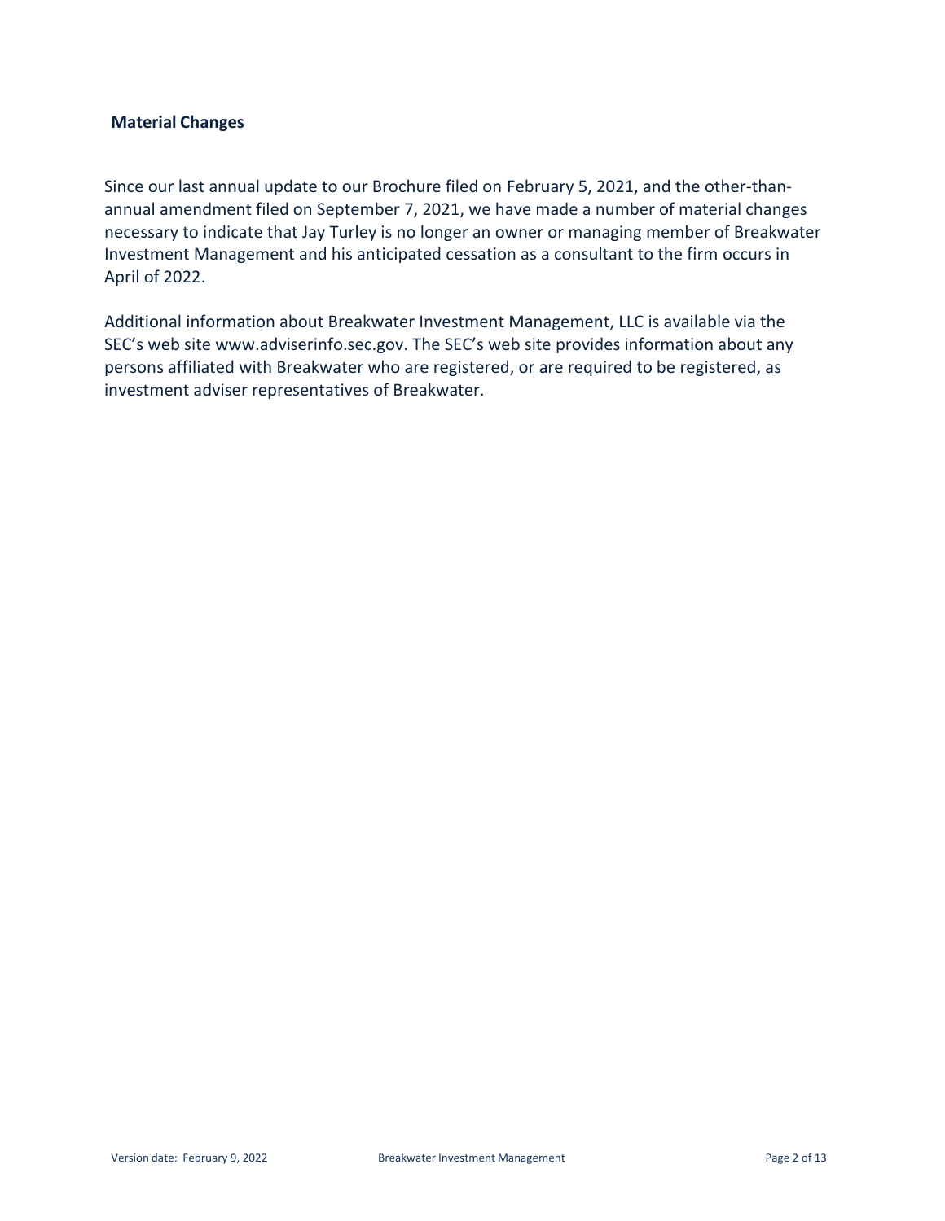## Material Changes

Since our last annual update to our Brochure filed on February 5, 2021, and the other-than-annual amendment filed on September 7, 2021, we have made a number of material changes necessary to indicate that Jay Turley is no longer an owner or managing member of Breakwater Investment Management and his anticipated cessation as a consultant to the firm occurs in April of 2022.

Additional information about Breakwater Investment Management, LLC is available via the SEC's web site www.adviserinfo.sec.gov. The SEC's web site provides information about any persons affiliated with Breakwater who are registered, or are required to be registered, as investment adviser representatives of Breakwater.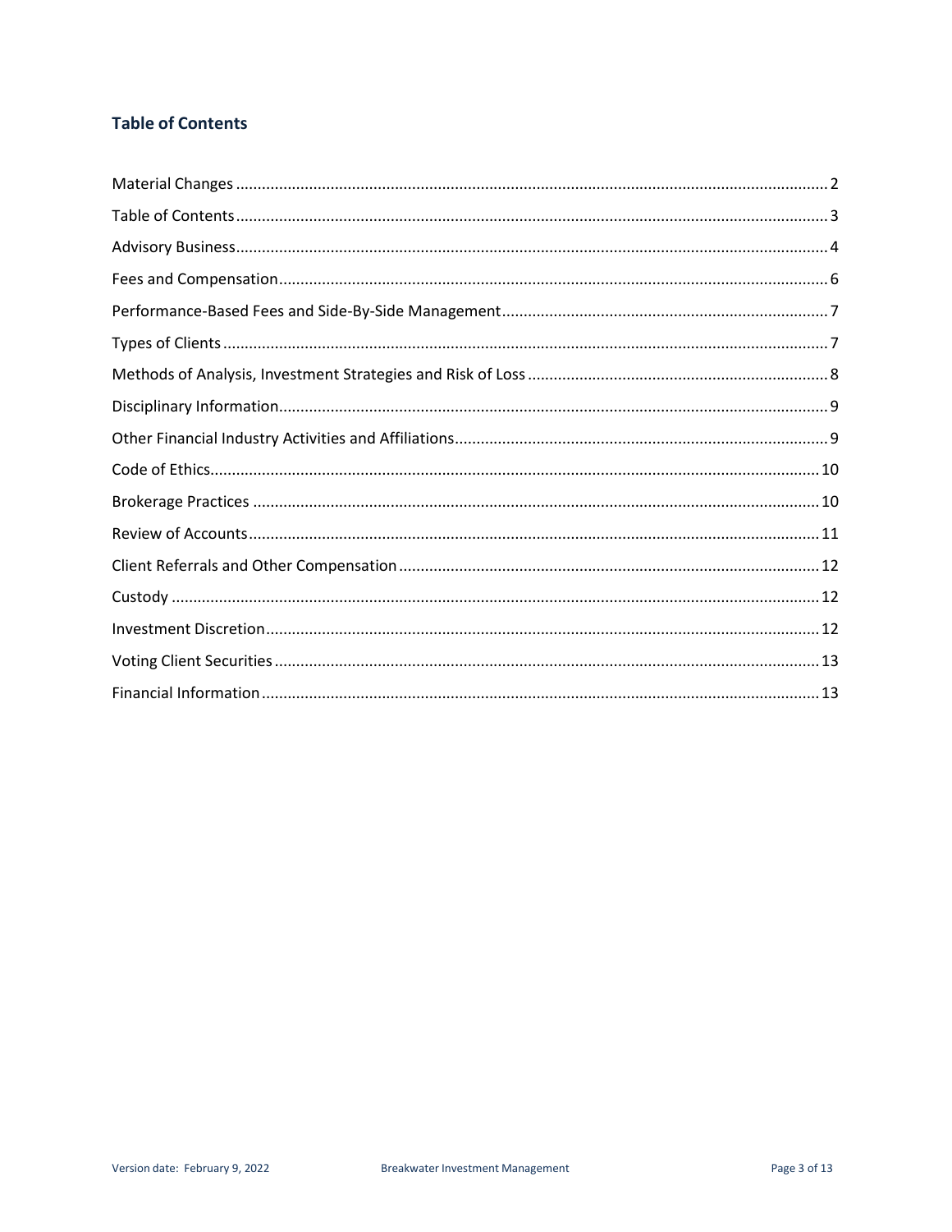## Table of Contents

| Section | Page |
| --- | --- |
| Material Changes | 2 |
| Table of Contents | 3 |
| Advisory Business | 4 |
| Fees and Compensation | 6 |
| Performance-Based Fees and Side-By-Side Management | 7 |
| Types of Clients | 7 |
| Methods of Analysis, Investment Strategies and Risk of Loss | 8 |
| Disciplinary Information | 9 |
| Other Financial Industry Activities and Affiliations | 9 |
| Code of Ethics | 10 |
| Brokerage Practices | 10 |
| Review of Accounts | 11 |
| Client Referrals and Other Compensation | 12 |
| Custody | 12 |
| Investment Discretion | 12 |
| Voting Client Securities | 13 |
| Financial Information | 13 |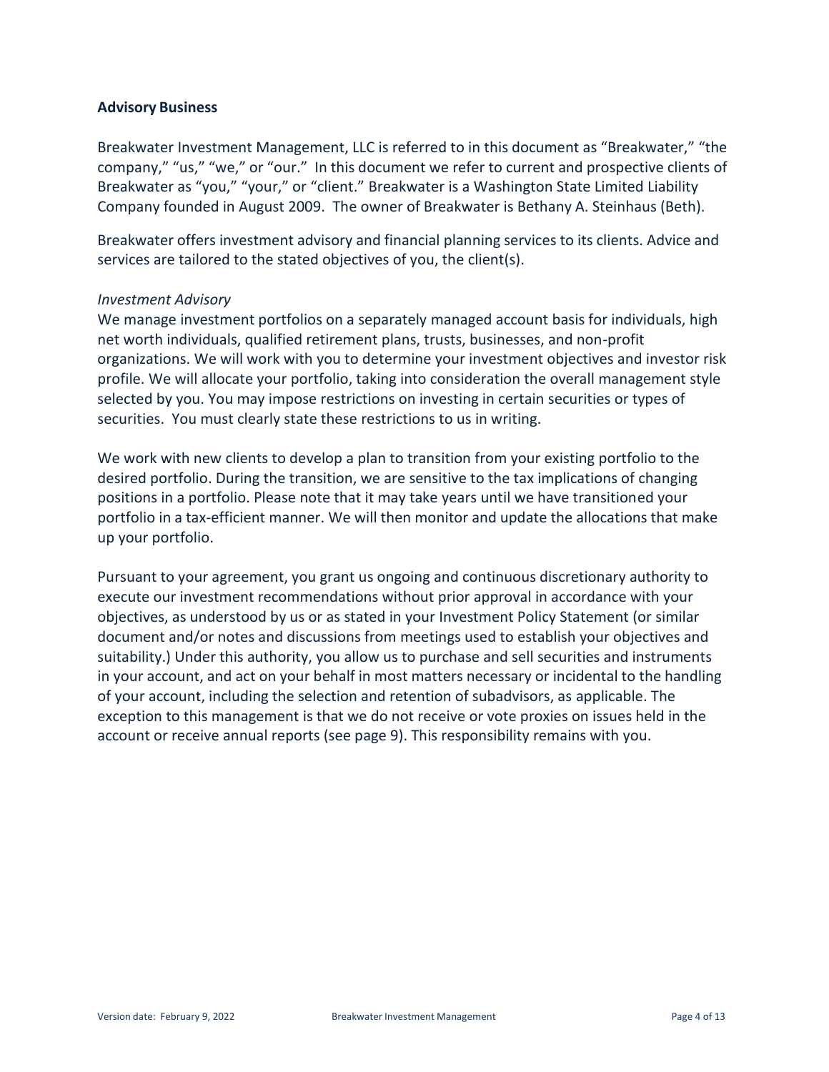## Advisory Business

Breakwater Investment Management, LLC is referred to in this document as "Breakwater," "the company," "us," "we," or "our." In this document we refer to current and prospective clients of Breakwater as "you," "your," or "client." Breakwater is a Washington State Limited Liability Company founded in August 2009. The owner of Breakwater is Bethany A. Steinhaus (Beth).

Breakwater offers investment advisory and financial planning services to its clients. Advice and services are tailored to the stated objectives of you, the client(s).

*Investment Advisory*

We manage investment portfolios on a separately managed account basis for individuals, high net worth individuals, qualified retirement plans, trusts, businesses, and non-profit organizations. We will work with you to determine your investment objectives and investor risk profile. We will allocate your portfolio, taking into consideration the overall management style selected by you. You may impose restrictions on investing in certain securities or types of securities. You must clearly state these restrictions to us in writing.

We work with new clients to develop a plan to transition from your existing portfolio to the desired portfolio. During the transition, we are sensitive to the tax implications of changing positions in a portfolio. Please note that it may take years until we have transitioned your portfolio in a tax-efficient manner. We will then monitor and update the allocations that make up your portfolio.

Pursuant to your agreement, you grant us ongoing and continuous discretionary authority to execute our investment recommendations without prior approval in accordance with your objectives, as understood by us or as stated in your Investment Policy Statement (or similar document and/or notes and discussions from meetings used to establish your objectives and suitability.) Under this authority, you allow us to purchase and sell securities and instruments in your account, and act on your behalf in most matters necessary or incidental to the handling of your account, including the selection and retention of subadvisors, as applicable. The exception to this management is that we do not receive or vote proxies on issues held in the account or receive annual reports (see page 9). This responsibility remains with you.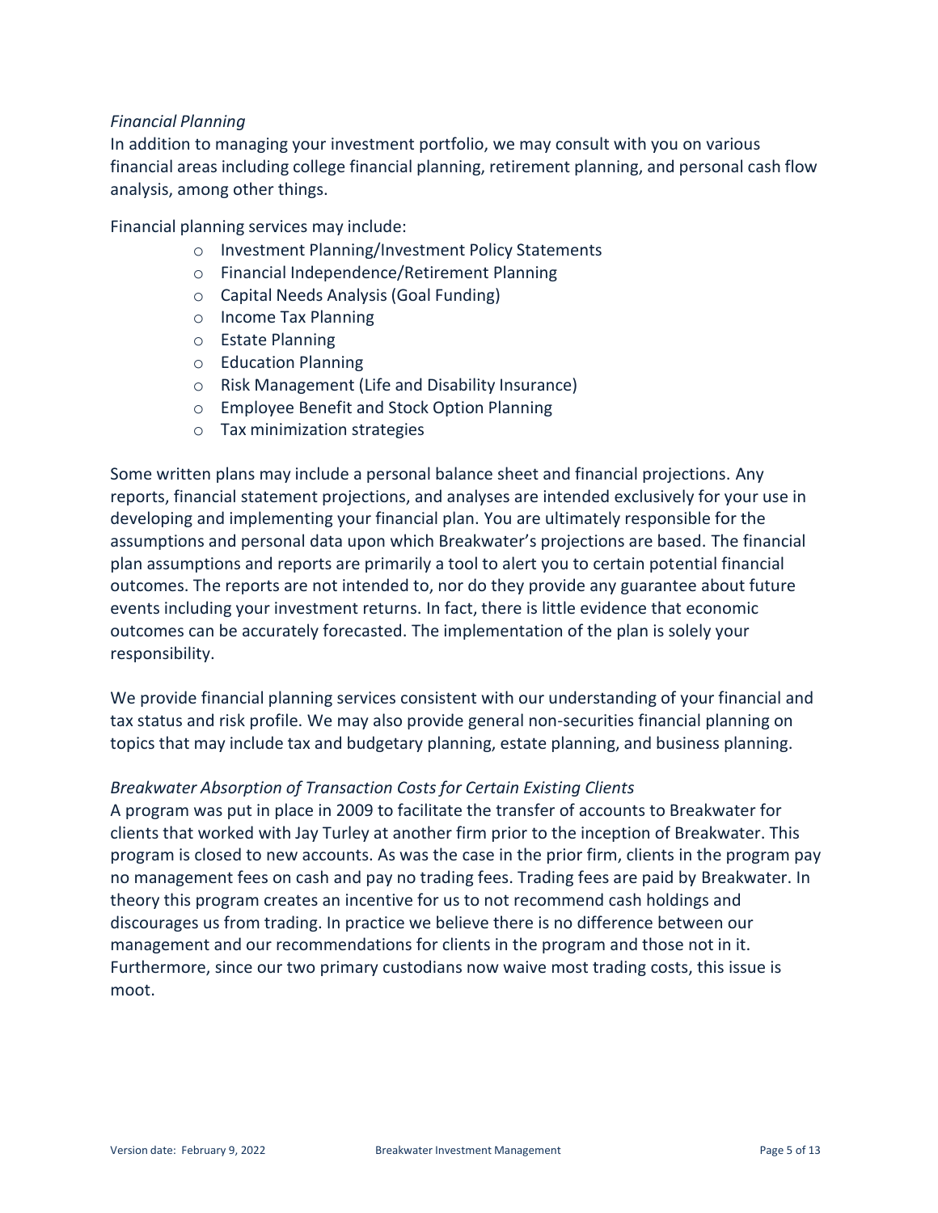*Financial Planning*

In addition to managing your investment portfolio, we may consult with you on various financial areas including college financial planning, retirement planning, and personal cash flow analysis, among other things.

Financial planning services may include:

- Investment Planning/Investment Policy Statements
- Financial Independence/Retirement Planning
- Capital Needs Analysis (Goal Funding)
- Income Tax Planning
- Estate Planning
- Education Planning
- Risk Management (Life and Disability Insurance)
- Employee Benefit and Stock Option Planning
- Tax minimization strategies

Some written plans may include a personal balance sheet and financial projections. Any reports, financial statement projections, and analyses are intended exclusively for your use in developing and implementing your financial plan. You are ultimately responsible for the assumptions and personal data upon which Breakwater's projections are based. The financial plan assumptions and reports are primarily a tool to alert you to certain potential financial outcomes. The reports are not intended to, nor do they provide any guarantee about future events including your investment returns. In fact, there is little evidence that economic outcomes can be accurately forecasted. The implementation of the plan is solely your responsibility.

We provide financial planning services consistent with our understanding of your financial and tax status and risk profile. We may also provide general non-securities financial planning on topics that may include tax and budgetary planning, estate planning, and business planning.

*Breakwater Absorption of Transaction Costs for Certain Existing Clients*

A program was put in place in 2009 to facilitate the transfer of accounts to Breakwater for clients that worked with Jay Turley at another firm prior to the inception of Breakwater. This program is closed to new accounts. As was the case in the prior firm, clients in the program pay no management fees on cash and pay no trading fees. Trading fees are paid by Breakwater. In theory this program creates an incentive for us to not recommend cash holdings and discourages us from trading. In practice we believe there is no difference between our management and our recommendations for clients in the program and those not in it. Furthermore, since our two primary custodians now waive most trading costs, this issue is moot.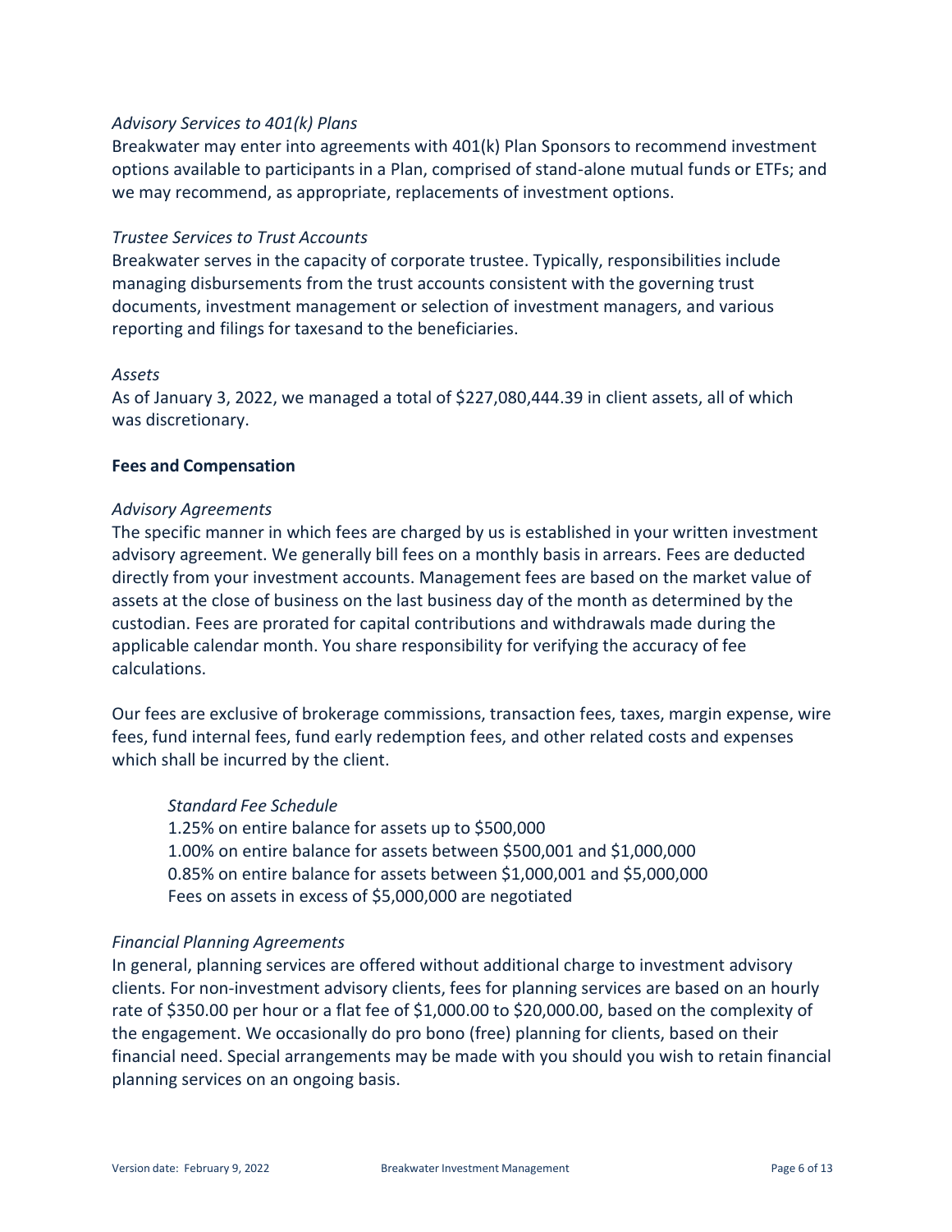*Advisory Services to 401(k) Plans*

Breakwater may enter into agreements with 401(k) Plan Sponsors to recommend investment options available to participants in a Plan, comprised of stand-alone mutual funds or ETFs; and we may recommend, as appropriate, replacements of investment options.

*Trustee Services to Trust Accounts*

Breakwater serves in the capacity of corporate trustee. Typically, responsibilities include managing disbursements from the trust accounts consistent with the governing trust documents, investment management or selection of investment managers, and various reporting and filings for taxesand to the beneficiaries.

*Assets*

As of January 3, 2022, we managed a total of $227,080,444.39 in client assets, all of which was discretionary.

**Fees and Compensation**

*Advisory Agreements*

The specific manner in which fees are charged by us is established in your written investment advisory agreement. We generally bill fees on a monthly basis in arrears. Fees are deducted directly from your investment accounts. Management fees are based on the market value of assets at the close of business on the last business day of the month as determined by the custodian. Fees are prorated for capital contributions and withdrawals made during the applicable calendar month. You share responsibility for verifying the accuracy of fee calculations.

Our fees are exclusive of brokerage commissions, transaction fees, taxes, margin expense, wire fees, fund internal fees, fund early redemption fees, and other related costs and expenses which shall be incurred by the client.

> *Standard Fee Schedule*
> 1.25% on entire balance for assets up to $500,000
> 1.00% on entire balance for assets between $500,001 and $1,000,000
> 0.85% on entire balance for assets between $1,000,001 and $5,000,000
> Fees on assets in excess of $5,000,000 are negotiated

*Financial Planning Agreements*

In general, planning services are offered without additional charge to investment advisory clients. For non-investment advisory clients, fees for planning services are based on an hourly rate of $350.00 per hour or a flat fee of $1,000.00 to $20,000.00, based on the complexity of the engagement. We occasionally do pro bono (free) planning for clients, based on their financial need. Special arrangements may be made with you should you wish to retain financial planning services on an ongoing basis.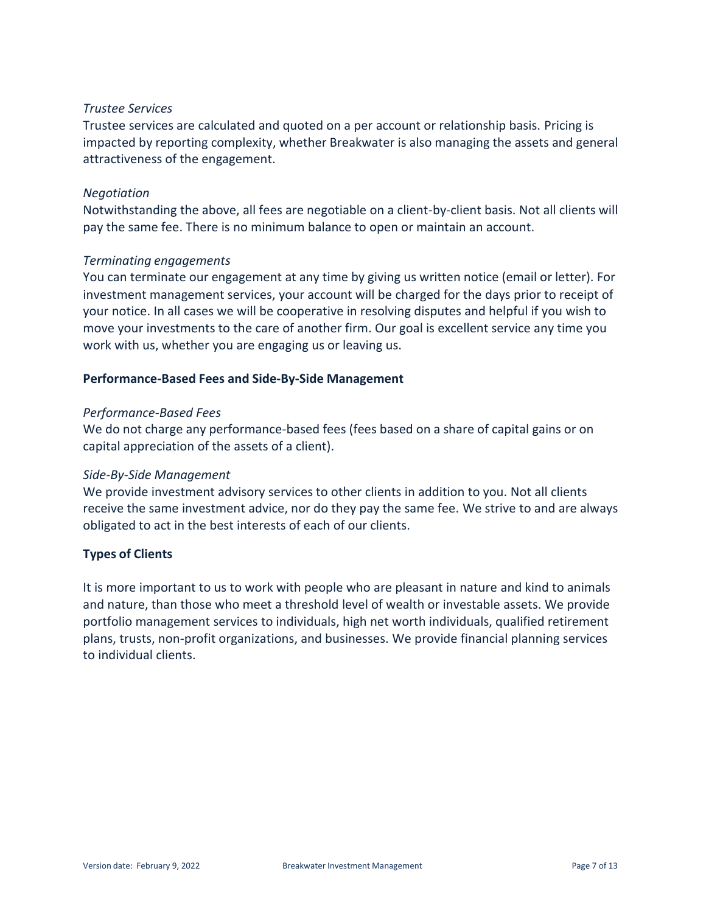*Trustee Services*

Trustee services are calculated and quoted on a per account or relationship basis. Pricing is impacted by reporting complexity, whether Breakwater is also managing the assets and general attractiveness of the engagement.

*Negotiation*

Notwithstanding the above, all fees are negotiable on a client-by-client basis. Not all clients will pay the same fee. There is no minimum balance to open or maintain an account.

*Terminating engagements*

You can terminate our engagement at any time by giving us written notice (email or letter). For investment management services, your account will be charged for the days prior to receipt of your notice. In all cases we will be cooperative in resolving disputes and helpful if you wish to move your investments to the care of another firm. Our goal is excellent service any time you work with us, whether you are engaging us or leaving us.

**Performance-Based Fees and Side-By-Side Management**

*Performance-Based Fees*

We do not charge any performance-based fees (fees based on a share of capital gains or on capital appreciation of the assets of a client).

*Side-By-Side Management*

We provide investment advisory services to other clients in addition to you. Not all clients receive the same investment advice, nor do they pay the same fee. We strive to and are always obligated to act in the best interests of each of our clients.

**Types of Clients**

It is more important to us to work with people who are pleasant in nature and kind to animals and nature, than those who meet a threshold level of wealth or investable assets. We provide portfolio management services to individuals, high net worth individuals, qualified retirement plans, trusts, non-profit organizations, and businesses. We provide financial planning services to individual clients.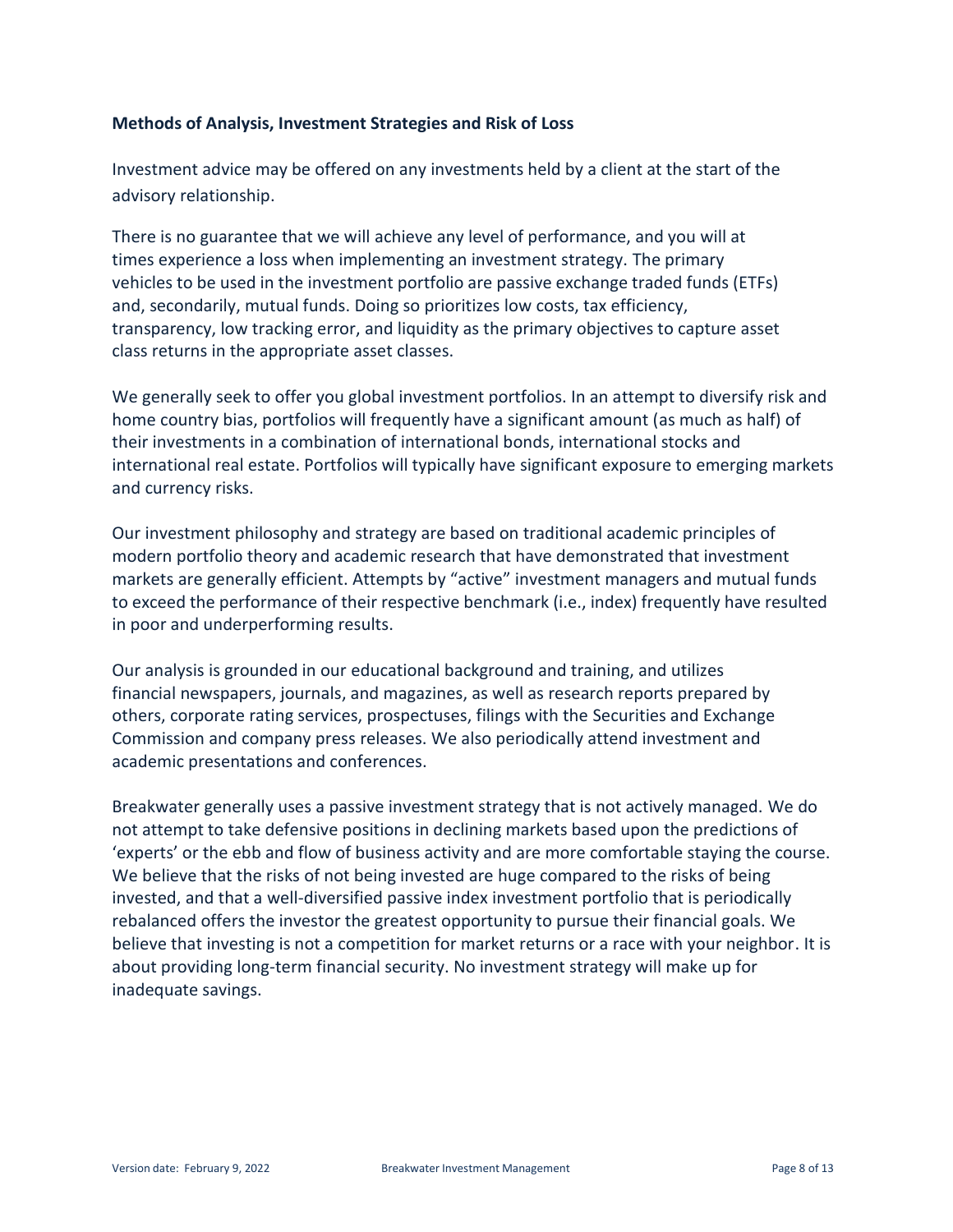### Methods of Analysis, Investment Strategies and Risk of Loss

Investment advice may be offered on any investments held by a client at the start of the advisory relationship.

There is no guarantee that we will achieve any level of performance, and you will at times experience a loss when implementing an investment strategy. The primary vehicles to be used in the investment portfolio are passive exchange traded funds (ETFs) and, secondarily, mutual funds. Doing so prioritizes low costs, tax efficiency, transparency, low tracking error, and liquidity as the primary objectives to capture asset class returns in the appropriate asset classes.

We generally seek to offer you global investment portfolios. In an attempt to diversify risk and home country bias, portfolios will frequently have a significant amount (as much as half) of their investments in a combination of international bonds, international stocks and international real estate. Portfolios will typically have significant exposure to emerging markets and currency risks.

Our investment philosophy and strategy are based on traditional academic principles of modern portfolio theory and academic research that have demonstrated that investment markets are generally efficient. Attempts by "active" investment managers and mutual funds to exceed the performance of their respective benchmark (i.e., index) frequently have resulted in poor and underperforming results.

Our analysis is grounded in our educational background and training, and utilizes financial newspapers, journals, and magazines, as well as research reports prepared by others, corporate rating services, prospectuses, filings with the Securities and Exchange Commission and company press releases. We also periodically attend investment and academic presentations and conferences.

Breakwater generally uses a passive investment strategy that is not actively managed. We do not attempt to take defensive positions in declining markets based upon the predictions of 'experts' or the ebb and flow of business activity and are more comfortable staying the course. We believe that the risks of not being invested are huge compared to the risks of being invested, and that a well-diversified passive index investment portfolio that is periodically rebalanced offers the investor the greatest opportunity to pursue their financial goals. We believe that investing is not a competition for market returns or a race with your neighbor. It is about providing long-term financial security. No investment strategy will make up for inadequate savings.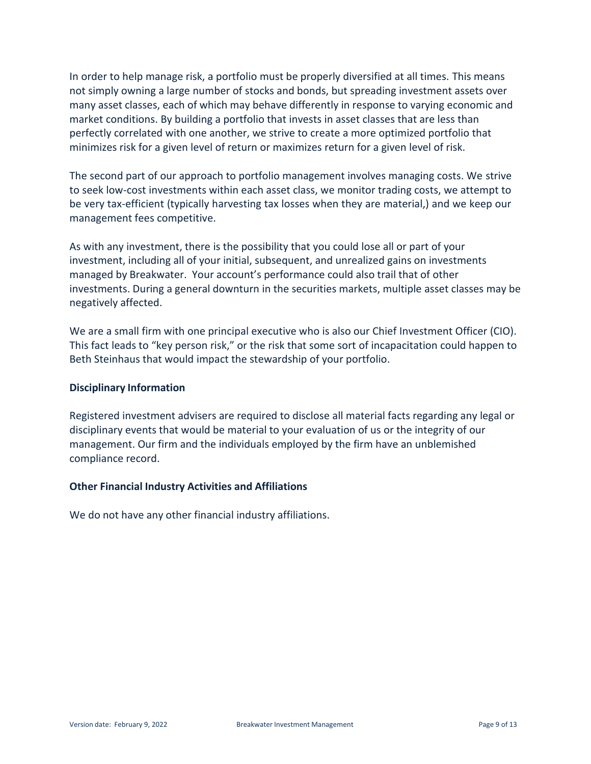In order to help manage risk, a portfolio must be properly diversified at all times. This means not simply owning a large number of stocks and bonds, but spreading investment assets over many asset classes, each of which may behave differently in response to varying economic and market conditions. By building a portfolio that invests in asset classes that are less than perfectly correlated with one another, we strive to create a more optimized portfolio that minimizes risk for a given level of return or maximizes return for a given level of risk.

The second part of our approach to portfolio management involves managing costs. We strive to seek low-cost investments within each asset class, we monitor trading costs, we attempt to be very tax-efficient (typically harvesting tax losses when they are material,) and we keep our management fees competitive.

As with any investment, there is the possibility that you could lose all or part of your investment, including all of your initial, subsequent, and unrealized gains on investments managed by Breakwater. Your account's performance could also trail that of other investments. During a general downturn in the securities markets, multiple asset classes may be negatively affected.

We are a small firm with one principal executive who is also our Chief Investment Officer (CIO). This fact leads to "key person risk," or the risk that some sort of incapacitation could happen to Beth Steinhaus that would impact the stewardship of your portfolio.

**Disciplinary Information**

Registered investment advisers are required to disclose all material facts regarding any legal or disciplinary events that would be material to your evaluation of us or the integrity of our management. Our firm and the individuals employed by the firm have an unblemished compliance record.

**Other Financial Industry Activities and Affiliations**

We do not have any other financial industry affiliations.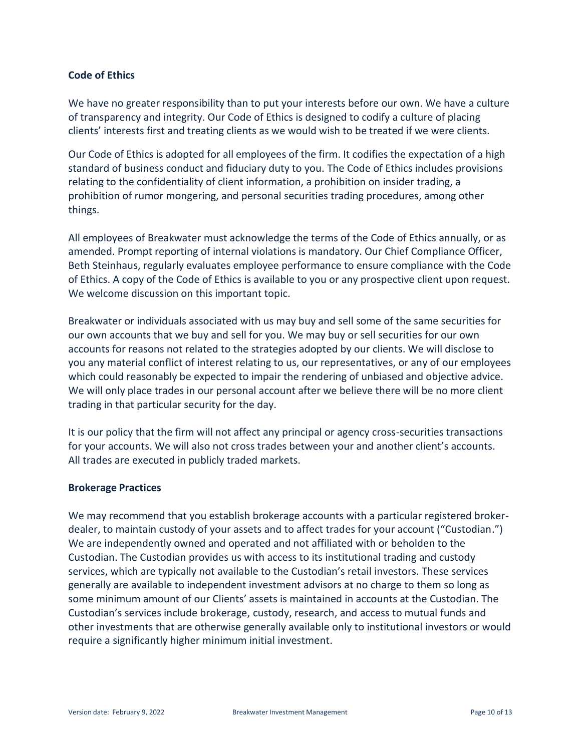**Code of Ethics**

We have no greater responsibility than to put your interests before our own. We have a culture of transparency and integrity. Our Code of Ethics is designed to codify a culture of placing clients' interests first and treating clients as we would wish to be treated if we were clients.

Our Code of Ethics is adopted for all employees of the firm. It codifies the expectation of a high standard of business conduct and fiduciary duty to you. The Code of Ethics includes provisions relating to the confidentiality of client information, a prohibition on insider trading, a prohibition of rumor mongering, and personal securities trading procedures, among other things.

All employees of Breakwater must acknowledge the terms of the Code of Ethics annually, or as amended. Prompt reporting of internal violations is mandatory. Our Chief Compliance Officer, Beth Steinhaus, regularly evaluates employee performance to ensure compliance with the Code of Ethics. A copy of the Code of Ethics is available to you or any prospective client upon request. We welcome discussion on this important topic.

Breakwater or individuals associated with us may buy and sell some of the same securities for our own accounts that we buy and sell for you. We may buy or sell securities for our own accounts for reasons not related to the strategies adopted by our clients. We will disclose to you any material conflict of interest relating to us, our representatives, or any of our employees which could reasonably be expected to impair the rendering of unbiased and objective advice. We will only place trades in our personal account after we believe there will be no more client trading in that particular security for the day.

It is our policy that the firm will not affect any principal or agency cross-securities transactions for your accounts. We will also not cross trades between your and another client's accounts. All trades are executed in publicly traded markets.

**Brokerage Practices**

We may recommend that you establish brokerage accounts with a particular registered broker-dealer, to maintain custody of your assets and to affect trades for your account ("Custodian.") We are independently owned and operated and not affiliated with or beholden to the Custodian. The Custodian provides us with access to its institutional trading and custody services, which are typically not available to the Custodian's retail investors. These services generally are available to independent investment advisors at no charge to them so long as some minimum amount of our Clients' assets is maintained in accounts at the Custodian. The Custodian's services include brokerage, custody, research, and access to mutual funds and other investments that are otherwise generally available only to institutional investors or would require a significantly higher minimum initial investment.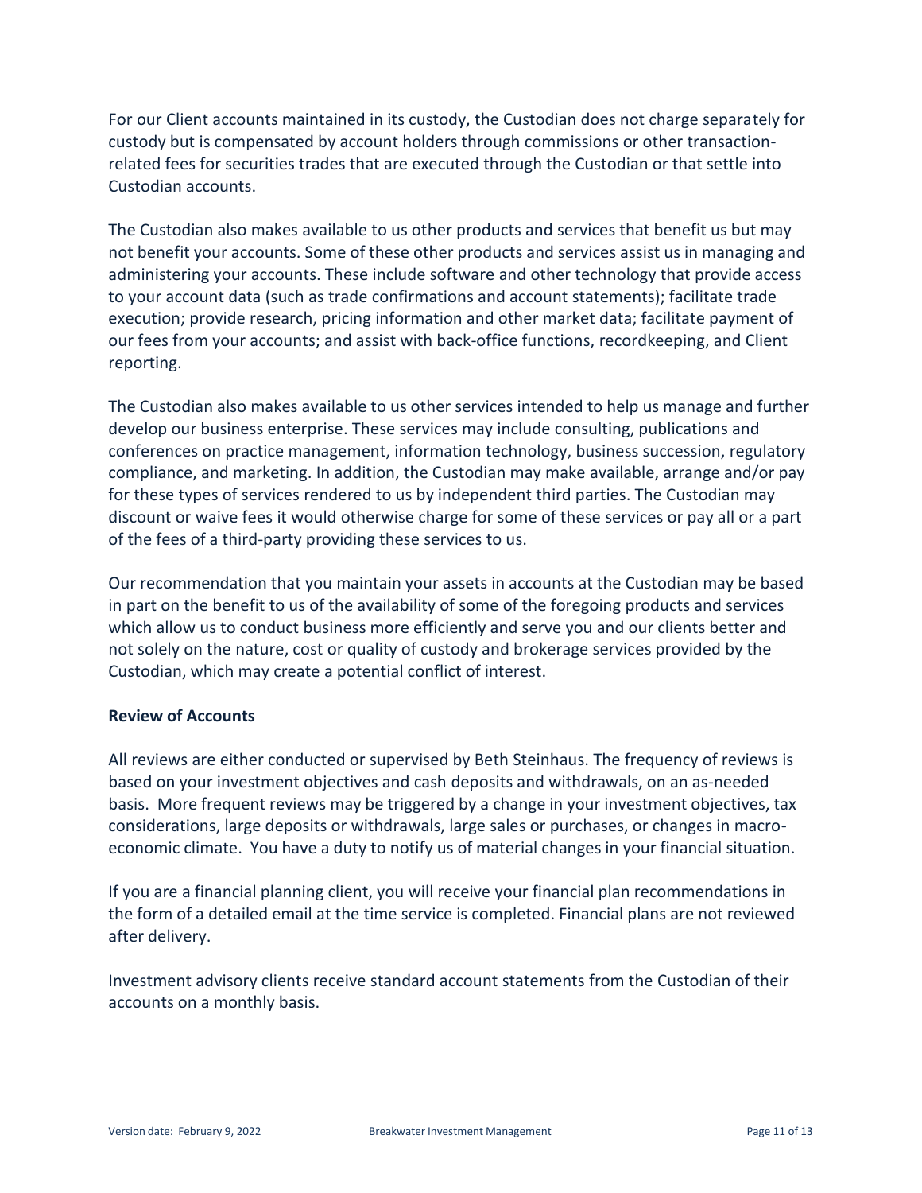For our Client accounts maintained in its custody, the Custodian does not charge separately for custody but is compensated by account holders through commissions or other transaction-related fees for securities trades that are executed through the Custodian or that settle into Custodian accounts.

The Custodian also makes available to us other products and services that benefit us but may not benefit your accounts. Some of these other products and services assist us in managing and administering your accounts. These include software and other technology that provide access to your account data (such as trade confirmations and account statements); facilitate trade execution; provide research, pricing information and other market data; facilitate payment of our fees from your accounts; and assist with back-office functions, recordkeeping, and Client reporting.

The Custodian also makes available to us other services intended to help us manage and further develop our business enterprise. These services may include consulting, publications and conferences on practice management, information technology, business succession, regulatory compliance, and marketing. In addition, the Custodian may make available, arrange and/or pay for these types of services rendered to us by independent third parties. The Custodian may discount or waive fees it would otherwise charge for some of these services or pay all or a part of the fees of a third-party providing these services to us.

Our recommendation that you maintain your assets in accounts at the Custodian may be based in part on the benefit to us of the availability of some of the foregoing products and services which allow us to conduct business more efficiently and serve you and our clients better and not solely on the nature, cost or quality of custody and brokerage services provided by the Custodian, which may create a potential conflict of interest.

**Review of Accounts**

All reviews are either conducted or supervised by Beth Steinhaus. The frequency of reviews is based on your investment objectives and cash deposits and withdrawals, on an as-needed basis. More frequent reviews may be triggered by a change in your investment objectives, tax considerations, large deposits or withdrawals, large sales or purchases, or changes in macro-economic climate. You have a duty to notify us of material changes in your financial situation.

If you are a financial planning client, you will receive your financial plan recommendations in the form of a detailed email at the time service is completed. Financial plans are not reviewed after delivery.

Investment advisory clients receive standard account statements from the Custodian of their accounts on a monthly basis.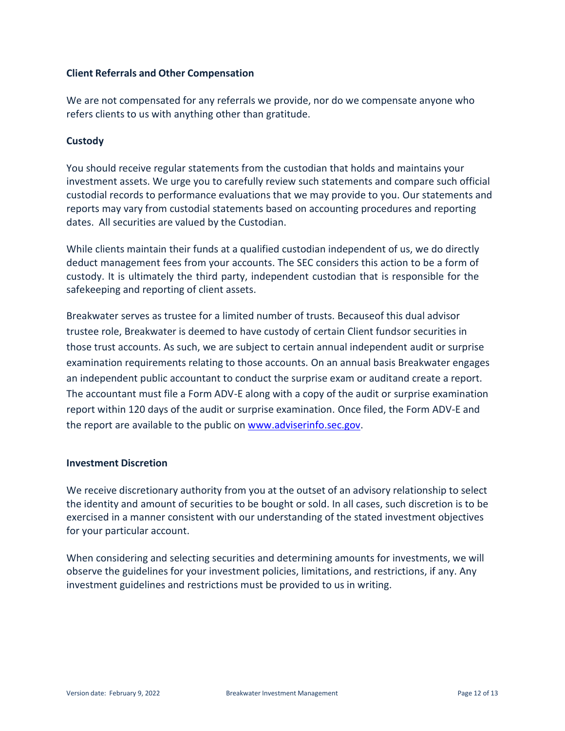### Client Referrals and Other Compensation

We are not compensated for any referrals we provide, nor do we compensate anyone who refers clients to us with anything other than gratitude.

### Custody

You should receive regular statements from the custodian that holds and maintains your investment assets. We urge you to carefully review such statements and compare such official custodial records to performance evaluations that we may provide to you. Our statements and reports may vary from custodial statements based on accounting procedures and reporting dates. All securities are valued by the Custodian.

While clients maintain their funds at a qualified custodian independent of us, we do directly deduct management fees from your accounts. The SEC considers this action to be a form of custody. It is ultimately the third party, independent custodian that is responsible for the safekeeping and reporting of client assets.

Breakwater serves as trustee for a limited number of trusts. Becauseof this dual advisor trustee role, Breakwater is deemed to have custody of certain Client fundsor securities in those trust accounts. As such, we are subject to certain annual independent audit or surprise examination requirements relating to those accounts. On an annual basis Breakwater engages an independent public accountant to conduct the surprise exam or auditand create a report. The accountant must file a Form ADV-E along with a copy of the audit or surprise examination report within 120 days of the audit or surprise examination. Once filed, the Form ADV-E and the report are available to the public on [www.adviserinfo.sec.gov](http://www.adviserinfo.sec.gov).

### Investment Discretion

We receive discretionary authority from you at the outset of an advisory relationship to select the identity and amount of securities to be bought or sold. In all cases, such discretion is to be exercised in a manner consistent with our understanding of the stated investment objectives for your particular account.

When considering and selecting securities and determining amounts for investments, we will observe the guidelines for your investment policies, limitations, and restrictions, if any. Any investment guidelines and restrictions must be provided to us in writing.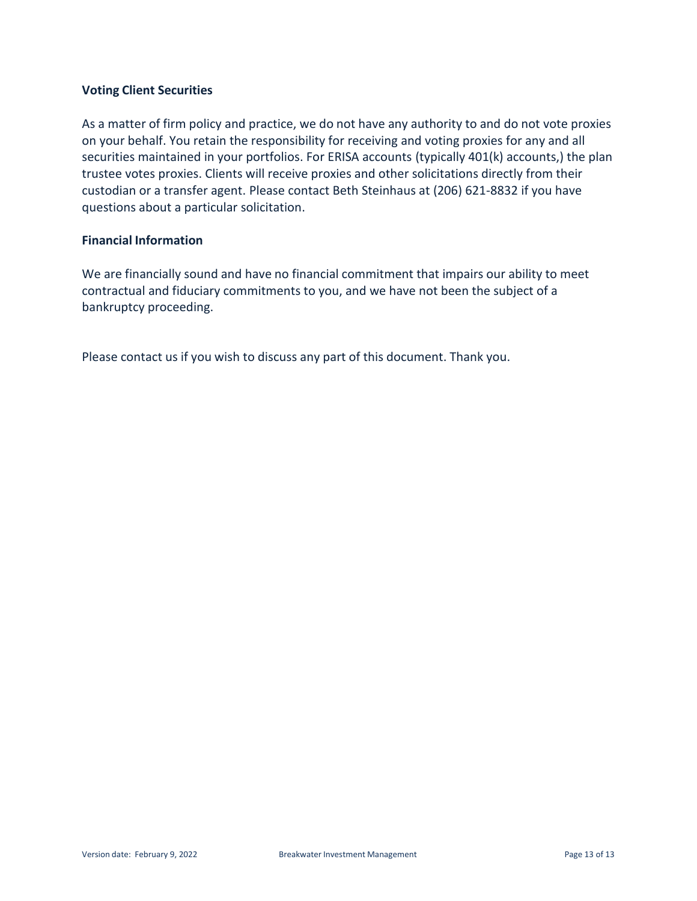### Voting Client Securities

As a matter of firm policy and practice, we do not have any authority to and do not vote proxies on your behalf. You retain the responsibility for receiving and voting proxies for any and all securities maintained in your portfolios. For ERISA accounts (typically 401(k) accounts,) the plan trustee votes proxies. Clients will receive proxies and other solicitations directly from their custodian or a transfer agent. Please contact Beth Steinhaus at (206) 621-8832 if you have questions about a particular solicitation.

### Financial Information

We are financially sound and have no financial commitment that impairs our ability to meet contractual and fiduciary commitments to you, and we have not been the subject of a bankruptcy proceeding.

Please contact us if you wish to discuss any part of this document. Thank you.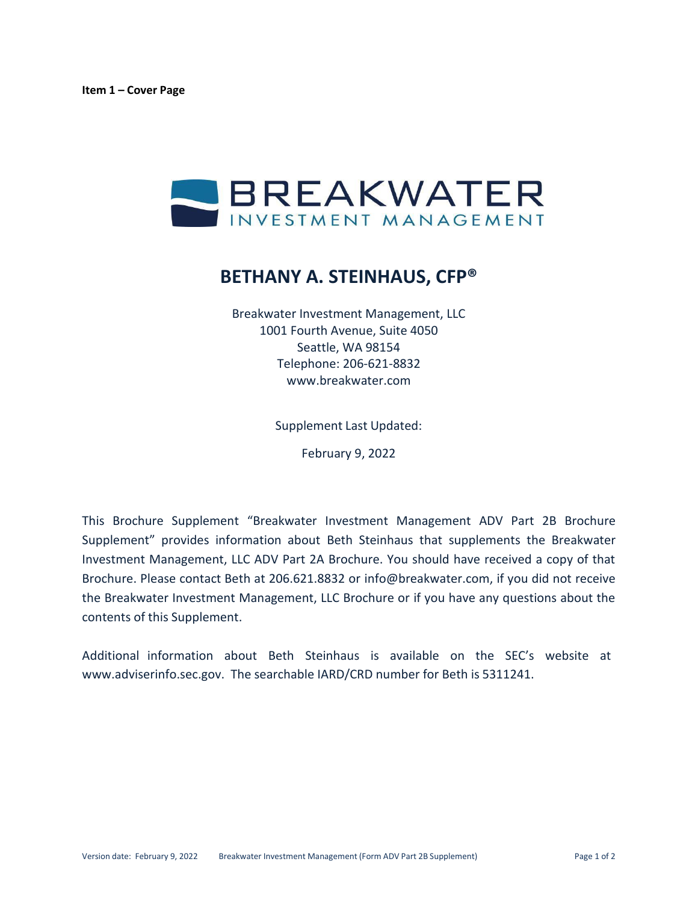**Item 1 – Cover Page**

BREAKWATER
INVESTMENT MANAGEMENT

# BETHANY A. STEINHAUS, CFP®

Breakwater Investment Management, LLC
1001 Fourth Avenue, Suite 4050
Seattle, WA 98154
Telephone: 206-621-8832
www.breakwater.com

Supplement Last Updated:

February 9, 2022

This Brochure Supplement "Breakwater Investment Management ADV Part 2B Brochure Supplement" provides information about Beth Steinhaus that supplements the Breakwater Investment Management, LLC ADV Part 2A Brochure. You should have received a copy of that Brochure. Please contact Beth at 206.621.8832 or info@breakwater.com, if you did not receive the Breakwater Investment Management, LLC Brochure or if you have any questions about the contents of this Supplement.

Additional information about Beth Steinhaus is available on the SEC's website at www.adviserinfo.sec.gov. The searchable IARD/CRD number for Beth is 5311241.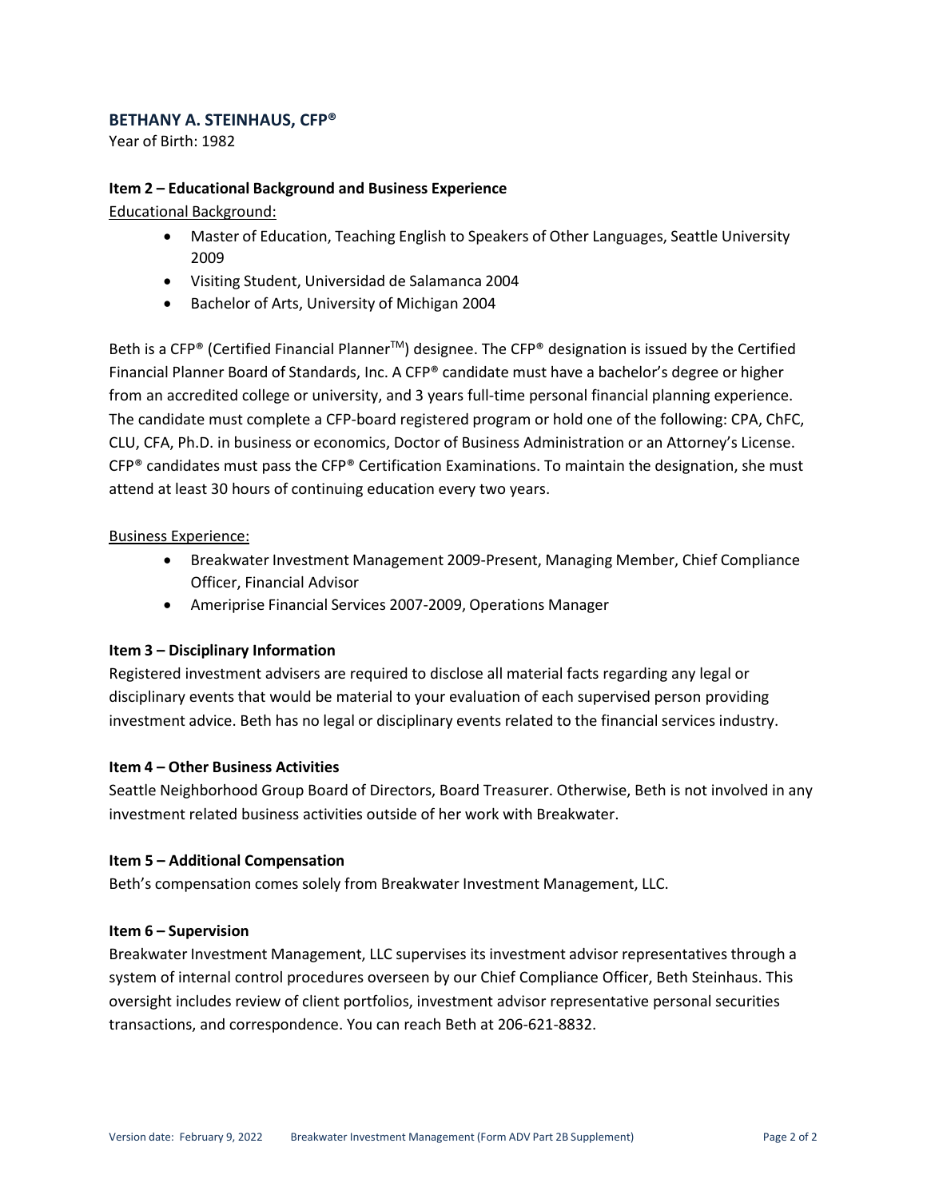## BETHANY A. STEINHAUS, CFP®

Year of Birth: 1982

### Item 2 – Educational Background and Business Experience

Educational Background:

- Master of Education, Teaching English to Speakers of Other Languages, Seattle University 2009
- Visiting Student, Universidad de Salamanca 2004
- Bachelor of Arts, University of Michigan 2004

Beth is a CFP® (Certified Financial Planner™) designee. The CFP® designation is issued by the Certified Financial Planner Board of Standards, Inc. A CFP® candidate must have a bachelor's degree or higher from an accredited college or university, and 3 years full-time personal financial planning experience. The candidate must complete a CFP-board registered program or hold one of the following: CPA, ChFC, CLU, CFA, Ph.D. in business or economics, Doctor of Business Administration or an Attorney's License. CFP® candidates must pass the CFP® Certification Examinations. To maintain the designation, she must attend at least 30 hours of continuing education every two years.

Business Experience:

- Breakwater Investment Management 2009-Present, Managing Member, Chief Compliance Officer, Financial Advisor
- Ameriprise Financial Services 2007-2009, Operations Manager

### Item 3 – Disciplinary Information

Registered investment advisers are required to disclose all material facts regarding any legal or disciplinary events that would be material to your evaluation of each supervised person providing investment advice. Beth has no legal or disciplinary events related to the financial services industry.

### Item 4 – Other Business Activities

Seattle Neighborhood Group Board of Directors, Board Treasurer. Otherwise, Beth is not involved in any investment related business activities outside of her work with Breakwater.

### Item 5 – Additional Compensation

Beth's compensation comes solely from Breakwater Investment Management, LLC.

### Item 6 – Supervision

Breakwater Investment Management, LLC supervises its investment advisor representatives through a system of internal control procedures overseen by our Chief Compliance Officer, Beth Steinhaus. This oversight includes review of client portfolios, investment advisor representative personal securities transactions, and correspondence. You can reach Beth at 206-621-8832.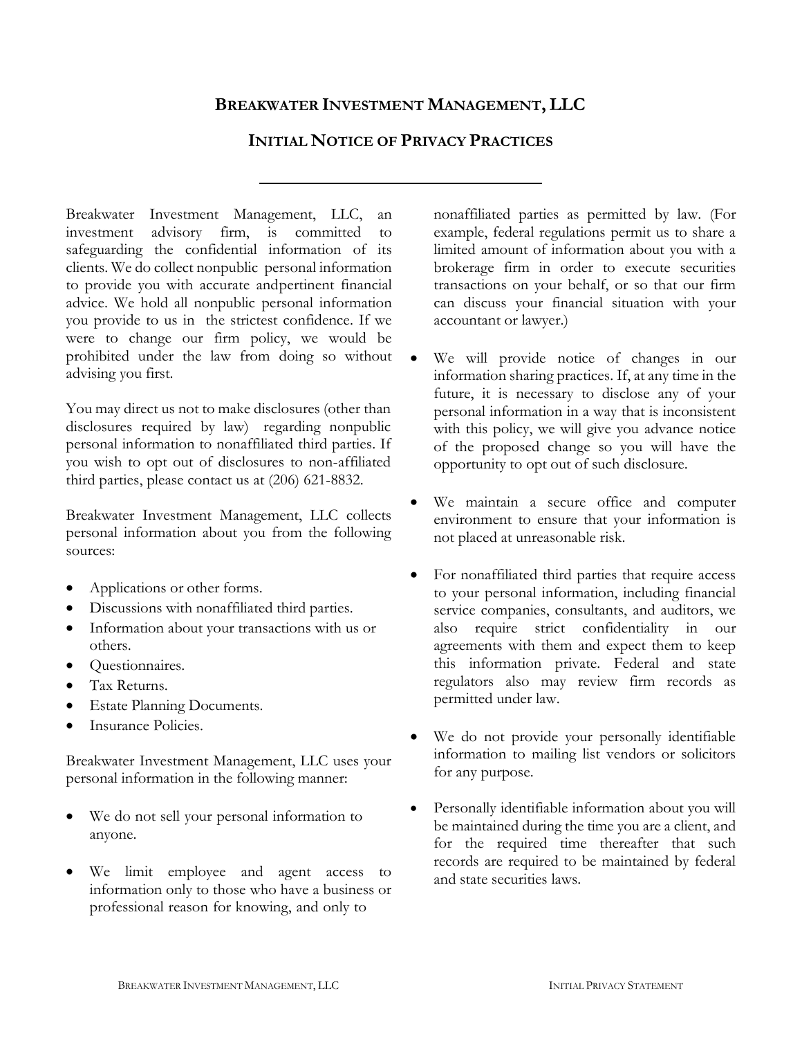# BREAKWATER INVESTMENT MANAGEMENT, LLC

## INITIAL NOTICE OF PRIVACY PRACTICES

---

Breakwater Investment Management, LLC, an investment advisory firm, is committed to safeguarding the confidential information of its clients. We do collect nonpublic personal information to provide you with accurate andpertinent financial advice. We hold all nonpublic personal information you provide to us in the strictest confidence. If we were to change our firm policy, we would be prohibited under the law from doing so without advising you first.

You may direct us not to make disclosures (other than disclosures required by law) regarding nonpublic personal information to nonaffiliated third parties. If you wish to opt out of disclosures to non-affiliated third parties, please contact us at (206) 621-8832.

Breakwater Investment Management, LLC collects personal information about you from the following sources:

- Applications or other forms.
- Discussions with nonaffiliated third parties.
- Information about your transactions with us or others.
- Questionnaires.
- Tax Returns.
- Estate Planning Documents.
- Insurance Policies.

Breakwater Investment Management, LLC uses your personal information in the following manner:

- We do not sell your personal information to anyone.
- We limit employee and agent access to information only to those who have a business or professional reason for knowing, and only to nonaffiliated parties as permitted by law. (For example, federal regulations permit us to share a limited amount of information about you with a brokerage firm in order to execute securities transactions on your behalf, or so that our firm can discuss your financial situation with your accountant or lawyer.)
- We will provide notice of changes in our information sharing practices. If, at any time in the future, it is necessary to disclose any of your personal information in a way that is inconsistent with this policy, we will give you advance notice of the proposed change so you will have the opportunity to opt out of such disclosure.
- We maintain a secure office and computer environment to ensure that your information is not placed at unreasonable risk.
- For nonaffiliated third parties that require access to your personal information, including financial service companies, consultants, and auditors, we also require strict confidentiality in our agreements with them and expect them to keep this information private. Federal and state regulators also may review firm records as permitted under law.
- We do not provide your personally identifiable information to mailing list vendors or solicitors for any purpose.
- Personally identifiable information about you will be maintained during the time you are a client, and for the required time thereafter that such records are required to be maintained by federal and state securities laws.